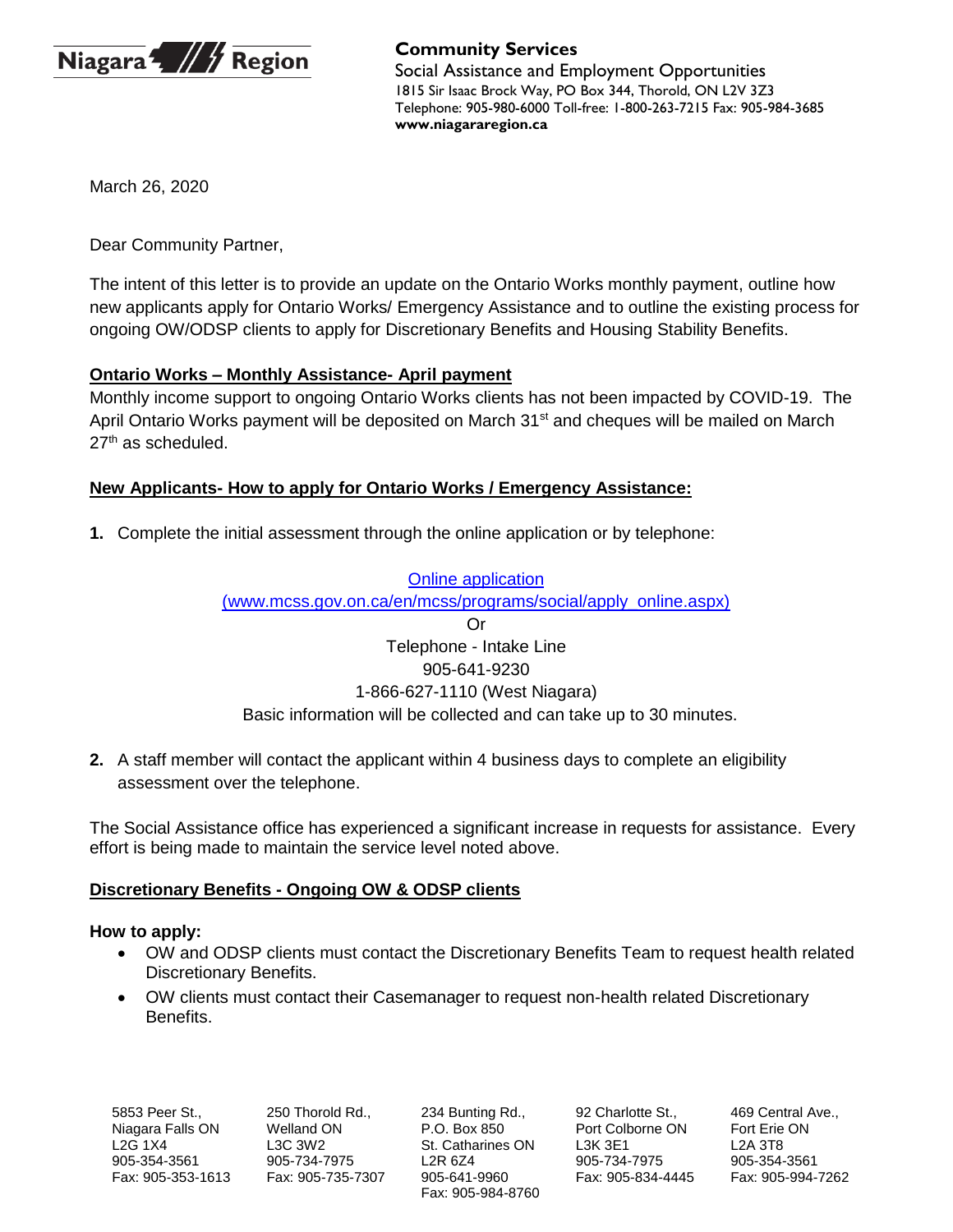**Niagara Region**

**Community Services**
Social Assistance and Employment Opportunities
1815 Sir Isaac Brock Way, PO Box 344, Thorold, ON L2V 3Z3
Telephone: 905-980-6000 Toll-free: 1-800-263-7215 Fax: 905-984-3685
**www.niagararegion.ca**

March 26, 2020

Dear Community Partner,

The intent of this letter is to provide an update on the Ontario Works monthly payment, outline how new applicants apply for Ontario Works/ Emergency Assistance and to outline the existing process for ongoing OW/ODSP clients to apply for Discretionary Benefits and Housing Stability Benefits.

**Ontario Works – Monthly Assistance- April payment**

Monthly income support to ongoing Ontario Works clients has not been impacted by COVID-19. The April Ontario Works payment will be deposited on March 31st and cheques will be mailed on March 27th as scheduled.

**New Applicants- How to apply for Ontario Works / Emergency Assistance:**

1. Complete the initial assessment through the online application or by telephone:

   [Online application (www.mcss.gov.on.ca/en/mcss/programs/social/apply_online.aspx)](www.mcss.gov.on.ca/en/mcss/programs/social/apply_online.aspx)
   Or
   Telephone - Intake Line
   905-641-9230
   1-866-627-1110 (West Niagara)
   Basic information will be collected and can take up to 30 minutes.

2. A staff member will contact the applicant within 4 business days to complete an eligibility assessment over the telephone.

The Social Assistance office has experienced a significant increase in requests for assistance. Every effort is being made to maintain the service level noted above.

**Discretionary Benefits - Ongoing OW & ODSP clients**

**How to apply:**

- OW and ODSP clients must contact the Discretionary Benefits Team to request health related Discretionary Benefits.
- OW clients must contact their Casemanager to request non-health related Discretionary Benefits.

| 5853 Peer St., Niagara Falls ON L2G 1X4 905-354-3561 Fax: 905-353-1613 | 250 Thorold Rd., Welland ON L3C 3W2 905-734-7975 Fax: 905-735-7307 | 234 Bunting Rd., P.O. Box 850 St. Catharines ON L2R 6Z4 905-641-9960 Fax: 905-984-8760 | 92 Charlotte St., Port Colborne ON L3K 3E1 905-734-7975 Fax: 905-834-4445 | 469 Central Ave., Fort Erie ON L2A 3T8 905-354-3561 Fax: 905-994-7262 |
|---|---|---|---|---|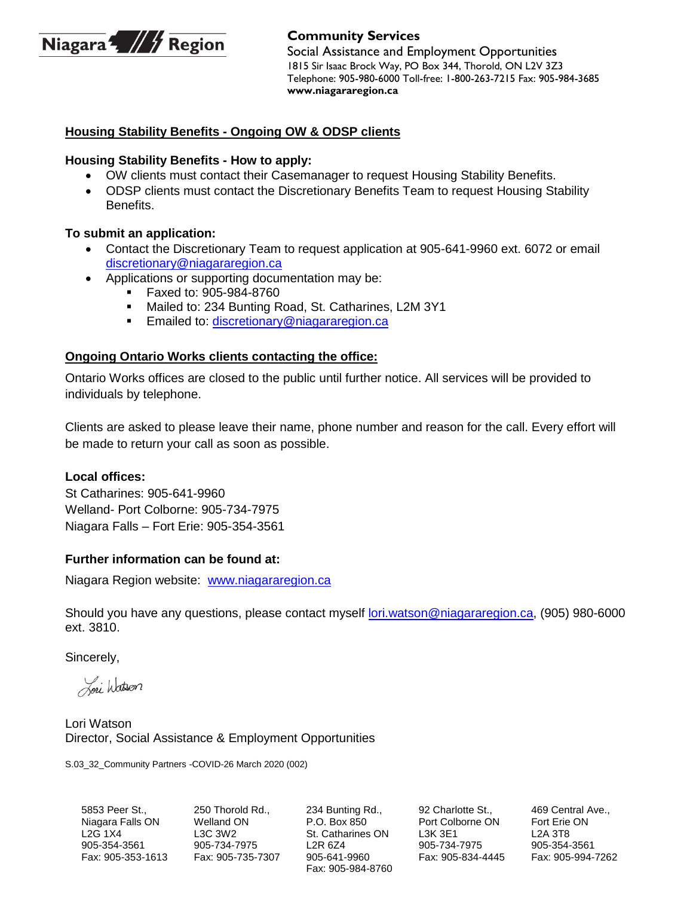**Community Services**
Social Assistance and Employment Opportunities
1815 Sir Isaac Brock Way, PO Box 344, Thorold, ON L2V 3Z3
Telephone: 905-980-6000 Toll-free: 1-800-263-7215 Fax: 905-984-3685
**www.niagararegion.ca**

## Housing Stability Benefits - Ongoing OW & ODSP clients

### Housing Stability Benefits - How to apply:

- OW clients must contact their Casemanager to request Housing Stability Benefits.
- ODSP clients must contact the Discretionary Benefits Team to request Housing Stability Benefits.

### To submit an application:

- Contact the Discretionary Team to request application at 905-641-9960 ext. 6072 or email discretionary@niagararegion.ca
- Applications or supporting documentation may be:
  - Faxed to: 905-984-8760
  - Mailed to: 234 Bunting Road, St. Catharines, L2M 3Y1
  - Emailed to: discretionary@niagararegion.ca

## Ongoing Ontario Works clients contacting the office:

Ontario Works offices are closed to the public until further notice. All services will be provided to individuals by telephone.

Clients are asked to please leave their name, phone number and reason for the call. Every effort will be made to return your call as soon as possible.

### Local offices:

St Catharines: 905-641-9960
Welland- Port Colborne: 905-734-7975
Niagara Falls – Fort Erie: 905-354-3561

### Further information can be found at:

Niagara Region website: www.niagararegion.ca

Should you have any questions, please contact myself lori.watson@niagararegion.ca, (905) 980-6000 ext. 3810.

Sincerely,

Lori Watson

Lori Watson
Director, Social Assistance & Employment Opportunities

S.03_32_Community Partners -COVID-26 March 2020 (002)

| | | | | |
|---|---|---|---|---|
| 5853 Peer St., | 250 Thorold Rd., | 234 Bunting Rd., | 92 Charlotte St., | 469 Central Ave., |
| Niagara Falls ON | Welland ON | P.O. Box 850 | Port Colborne ON | Fort Erie ON |
| L2G 1X4 | L3C 3W2 | St. Catharines ON | L3K 3E1 | L2A 3T8 |
| 905-354-3561 | 905-734-7975 | L2R 6Z4 | 905-734-7975 | 905-354-3561 |
| Fax: 905-353-1613 | Fax: 905-735-7307 | 905-641-9960 | Fax: 905-834-4445 | Fax: 905-994-7262 |
| | | Fax: 905-984-8760 | | |